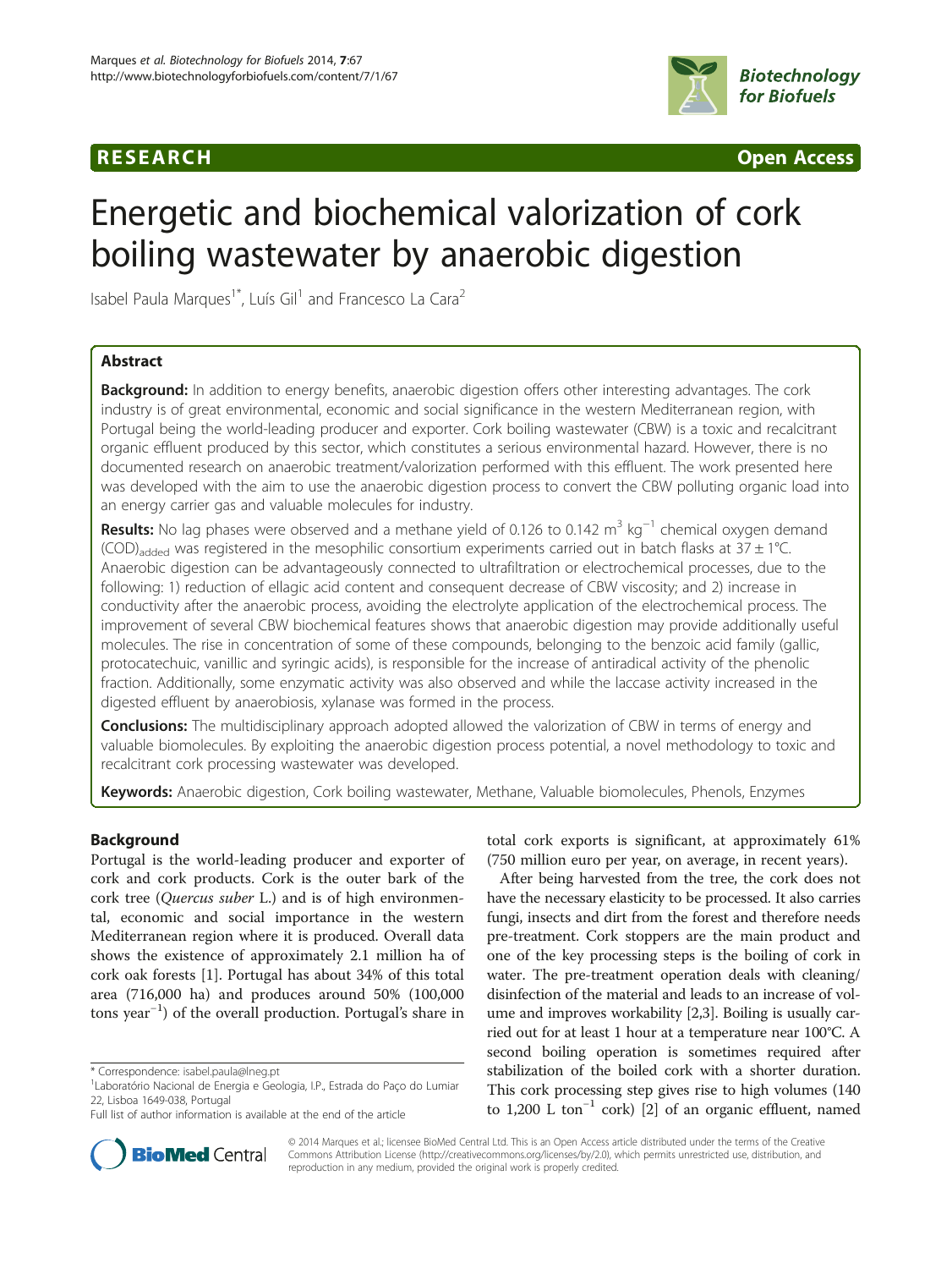RESEARCH Open Access

# Energetic and biochemical valorization of cork boiling wastewater by anaerobic digestion

Isabel Paula Marques[1*], Luís Gil[1] and Francesco La Cara[2]

## Abstract

**Background:** In addition to energy benefits, anaerobic digestion offers other interesting advantages. The cork industry is of great environmental, economic and social significance in the western Mediterranean region, with Portugal being the world-leading producer and exporter. Cork boiling wastewater (CBW) is a toxic and recalcitrant organic effluent produced by this sector, which constitutes a serious environmental hazard. However, there is no documented research on anaerobic treatment/valorization performed with this effluent. The work presented here was developed with the aim to use the anaerobic digestion process to convert the CBW polluting organic load into an energy carrier gas and valuable molecules for industry.

**Results:** No lag phases were observed and a methane yield of 0.126 to 0.142 $m^3$ $kg^{-1}$ chemical oxygen demand $(COD)_{added}$ was registered in the mesophilic consortium experiments carried out in batch flasks at 37 ± 1°C. Anaerobic digestion can be advantageously connected to ultrafiltration or electrochemical processes, due to the following: 1) reduction of ellagic acid content and consequent decrease of CBW viscosity; and 2) increase in conductivity after the anaerobic process, avoiding the electrolyte application of the electrochemical process. The improvement of several CBW biochemical features shows that anaerobic digestion may provide additionally useful molecules. The rise in concentration of some of these compounds, belonging to the benzoic acid family (gallic, protocatechuic, vanillic and syringic acids), is responsible for the increase of antiradical activity of the phenolic fraction. Additionally, some enzymatic activity was also observed and while the laccase activity increased in the digested effluent by anaerobiosis, xylanase was formed in the process.

**Conclusions:** The multidisciplinary approach adopted allowed the valorization of CBW in terms of energy and valuable biomolecules. By exploiting the anaerobic digestion process potential, a novel methodology to toxic and recalcitrant cork processing wastewater was developed.

**Keywords:** Anaerobic digestion, Cork boiling wastewater, Methane, Valuable biomolecules, Phenols, Enzymes

## Background

Portugal is the world-leading producer and exporter of cork and cork products. Cork is the outer bark of the cork tree (*Quercus suber* L.) and is of high environmental, economic and social importance in the western Mediterranean region where it is produced. Overall data shows the existence of approximately 2.1 million ha of cork oak forests [1]. Portugal has about 34% of this total area (716,000 ha) and produces around 50% (100,000 tons $year^{-1}$) of the overall production. Portugal's share in total cork exports is significant, at approximately 61% (750 million euro per year, on average, in recent years).

After being harvested from the tree, the cork does not have the necessary elasticity to be processed. It also carries fungi, insects and dirt from the forest and therefore needs pre-treatment. Cork stoppers are the main product and one of the key processing steps is the boiling of cork in water. The pre-treatment operation deals with cleaning/disinfection of the material and leads to an increase of volume and improves workability [2,3]. Boiling is usually carried out for at least 1 hour at a temperature near 100°C. A second boiling operation is sometimes required after stabilization of the boiled cork with a shorter duration. This cork processing step gives rise to high volumes (140 to 1,200 L $ton^{-1}$ cork) [2] of an organic effluent, named

\* Correspondence: isabel.paula@lneg.pt
[1]Laboratório Nacional de Energia e Geologia, I.P., Estrada do Paço do Lumiar 22, Lisboa 1649-038, Portugal
Full list of author information is available at the end of the article

© 2014 Marques et al.; licensee BioMed Central Ltd. This is an Open Access article distributed under the terms of the Creative Commons Attribution License (http://creativecommons.org/licenses/by/2.0), which permits unrestricted use, distribution, and reproduction in any medium, provided the original work is properly credited.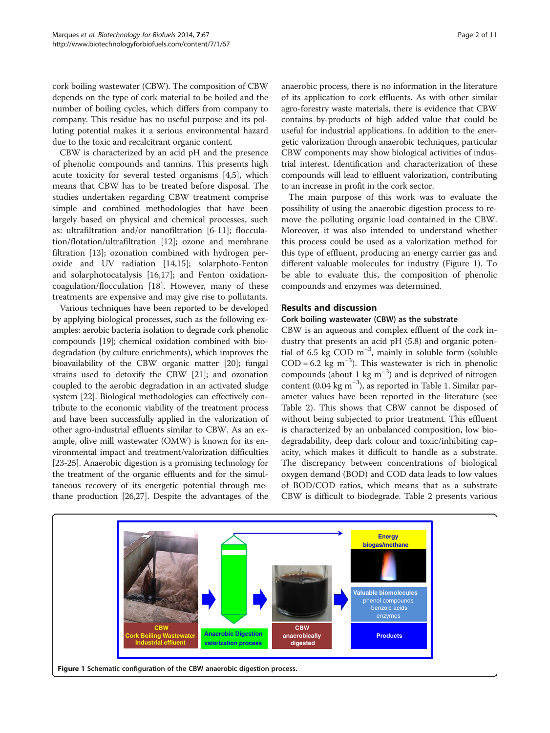cork boiling wastewater (CBW). The composition of CBW depends on the type of cork material to be boiled and the number of boiling cycles, which differs from company to company. This residue has no useful purpose and its polluting potential makes it a serious environmental hazard due to the toxic and recalcitrant organic content.

CBW is characterized by an acid pH and the presence of phenolic compounds and tannins. This presents high acute toxicity for several tested organisms [4,5], which means that CBW has to be treated before disposal. The studies undertaken regarding CBW treatment comprise simple and combined methodologies that have been largely based on physical and chemical processes, such as: ultrafiltration and/or nanofiltration [6-11]; flocculation/flotation/ultrafiltration [12]; ozone and membrane filtration [13]; ozonation combined with hydrogen peroxide and UV radiation [14,15]; solarphoto-Fenton and solarphotocatalysis [16,17]; and Fenton oxidation-coagulation/flocculation [18]. However, many of these treatments are expensive and may give rise to pollutants.

Various techniques have been reported to be developed by applying biological processes, such as the following examples: aerobic bacteria isolation to degrade cork phenolic compounds [19]; chemical oxidation combined with biodegradation (by culture enrichments), which improves the bioavailability of the CBW organic matter [20]; fungal strains used to detoxify the CBW [21]; and ozonation coupled to the aerobic degradation in an activated sludge system [22]. Biological methodologies can effectively contribute to the economic viability of the treatment process and have been successfully applied in the valorization of other agro-industrial effluents similar to CBW. As an example, olive mill wastewater (OMW) is known for its environmental impact and treatment/valorization difficulties [23-25]. Anaerobic digestion is a promising technology for the treatment of the organic effluents and for the simultaneous recovery of its energetic potential through methane production [26,27]. Despite the advantages of the anaerobic process, there is no information in the literature of its application to cork effluents. As with other similar agro-forestry waste materials, there is evidence that CBW contains by-products of high added value that could be useful for industrial applications. In addition to the energetic valorization through anaerobic techniques, particular CBW components may show biological activities of industrial interest. Identification and characterization of these compounds will lead to effluent valorization, contributing to an increase in profit in the cork sector.

The main purpose of this work was to evaluate the possibility of using the anaerobic digestion process to remove the polluting organic load contained in the CBW. Moreover, it was also intended to understand whether this process could be used as a valorization method for this type of effluent, producing an energy carrier gas and different valuable molecules for industry (Figure 1). To be able to evaluate this, the composition of phenolic compounds and enzymes was determined.

## Results and discussion

### Cork boiling wastewater (CBW) as the substrate

CBW is an aqueous and complex effluent of the cork industry that presents an acid pH (5.8) and organic potential of 6.5 kg COD $m^{-3}$, mainly in soluble form (soluble COD = 6.2 kg $m^{-3}$). This wastewater is rich in phenolic compounds (about 1 kg $m^{-3}$) and is deprived of nitrogen content (0.04 kg $m^{-3}$), as reported in Table 1. Similar parameter values have been reported in the literature (see Table 2). This shows that CBW cannot be disposed of without being subjected to prior treatment. This effluent is characterized by an unbalanced composition, low biodegradability, deep dark colour and toxic/inhibiting capacity, which makes it difficult to handle as a substrate. The discrepancy between concentrations of biological oxygen demand (BOD) and COD data leads to low values of BOD/COD ratios, which means that as a substrate CBW is difficult to biodegrade. Table 2 presents various

**Figure 1** Schematic configuration of the CBW anaerobic digestion process.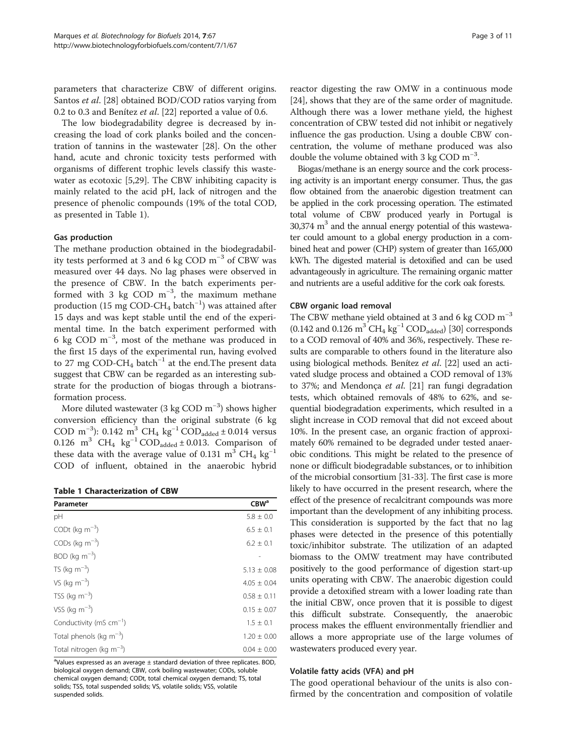parameters that characterize CBW of different origins. Santos *et al*. [28] obtained BOD/COD ratios varying from 0.2 to 0.3 and Benítez *et al*. [22] reported a value of 0.6.

The low biodegradability degree is decreased by increasing the load of cork planks boiled and the concentration of tannins in the wastewater [28]. On the other hand, acute and chronic toxicity tests performed with organisms of different trophic levels classify this wastewater as ecotoxic [5,29]. The CBW inhibiting capacity is mainly related to the acid pH, lack of nitrogen and the presence of phenolic compounds (19% of the total COD, as presented in Table 1).

#### Gas production

The methane production obtained in the biodegradability tests performed at 3 and 6 kg COD $m^{-3}$ of CBW was measured over 44 days. No lag phases were observed in the presence of CBW. In the batch experiments performed with 3 kg COD $m^{-3}$, the maximum methane production (15 mg COD-$CH_4$ $batch^{-1}$) was attained after 15 days and was kept stable until the end of the experimental time. In the batch experiment performed with 6 kg COD $m^{-3}$, most of the methane was produced in the first 15 days of the experimental run, having evolved to 27 mg COD-$CH_4$ $batch^{-1}$ at the end.The present data suggest that CBW can be regarded as an interesting substrate for the production of biogas through a biotransformation process.

More diluted wastewater (3 kg COD $m^{-3}$) shows higher conversion efficiency than the original substrate (6 kg COD $m^{-3}$): 0.142 $m^3$ $CH_4$ $kg^{-1}$ $COD_{added}$ ± 0.014 versus 0.126 $m^3$ $CH_4$ $kg^{-1}$ $COD_{added}$ ± 0.013. Comparison of these data with the average value of 0.131 $m^3$ $CH_4$ $kg^{-1}$ COD of influent, obtained in the anaerobic hybrid reactor digesting the raw OMW in a continuous mode [24], shows that they are of the same order of magnitude. Although there was a lower methane yield, the highest concentration of CBW tested did not inhibit or negatively influence the gas production. Using a double CBW concentration, the volume of methane produced was also double the volume obtained with 3 kg COD $m^{-3}$.

**Table 1 Characterization of CBW**

| Parameter | CBW[a] |
|---|---|
| pH | 5.8 ± 0.0 |
| CODt (kg $m^{-3}$) | 6.5 ± 0.1 |
| CODs (kg $m^{-3}$) | 6.2 ± 0.1 |
| BOD (kg $m^{-3}$) | - |
| TS (kg $m^{-3}$) | 5.13 ± 0.08 |
| VS (kg $m^{-3}$) | 4.05 ± 0.04 |
| TSS (kg $m^{-3}$) | 0.58 ± 0.11 |
| VSS (kg $m^{-3}$) | 0.15 ± 0.07 |
| Conductivity (mS $cm^{-1}$) | 1.5 ± 0.1 |
| Total phenols (kg $m^{-3}$) | 1.20 ± 0.00 |
| Total nitrogen (kg $m^{-3}$) | 0.04 ± 0.00 |

[a]Values expressed as an average ± standard deviation of three replicates. BOD, biological oxygen demand; CBW, cork boiling wastewater; CODs, soluble chemical oxygen demand; CODt, total chemical oxygen demand; TS, total solids; TSS, total suspended solids; VS, volatile solids; VSS, volatile suspended solids.

Biogas/methane is an energy source and the cork processing activity is an important energy consumer. Thus, the gas flow obtained from the anaerobic digestion treatment can be applied in the cork processing operation. The estimated total volume of CBW produced yearly in Portugal is 30,374 $m^3$ and the annual energy potential of this wastewater could amount to a global energy production in a combined heat and power (CHP) system of greater than 165,000 kWh. The digested material is detoxified and can be used advantageously in agriculture. The remaining organic matter and nutrients are a useful additive for the cork oak forests.

#### CBW organic load removal

The CBW methane yield obtained at 3 and 6 kg COD $m^{-3}$ (0.142 and 0.126 $m^3$ $CH_4$ $kg^{-1}$ $COD_{added}$) [30] corresponds to a COD removal of 40% and 36%, respectively. These results are comparable to others found in the literature also using biological methods. Benítez *et al*. [22] used an activated sludge process and obtained a COD removal of 13% to 37%; and Mendonça *et al*. [21] ran fungi degradation tests, which obtained removals of 48% to 62%, and sequential biodegradation experiments, which resulted in a slight increase in COD removal that did not exceed about 10%. In the present case, an organic fraction of approximately 60% remained to be degraded under tested anaerobic conditions. This might be related to the presence of none or difficult biodegradable substances, or to inhibition of the microbial consortium [31-33]. The first case is more likely to have occurred in the present research, where the effect of the presence of recalcitrant compounds was more important than the development of any inhibiting process. This consideration is supported by the fact that no lag phases were detected in the presence of this potentially toxic/inhibitor substrate. The utilization of an adapted biomass to the OMW treatment may have contributed positively to the good performance of digestion start-up units operating with CBW. The anaerobic digestion could provide a detoxified stream with a lower loading rate than the initial CBW, once proven that it is possible to digest this difficult substrate. Consequently, the anaerobic process makes the effluent environmentally friendlier and allows a more appropriate use of the large volumes of wastewaters produced every year.

#### Volatile fatty acids (VFA) and pH

The good operational behaviour of the units is also confirmed by the concentration and composition of volatile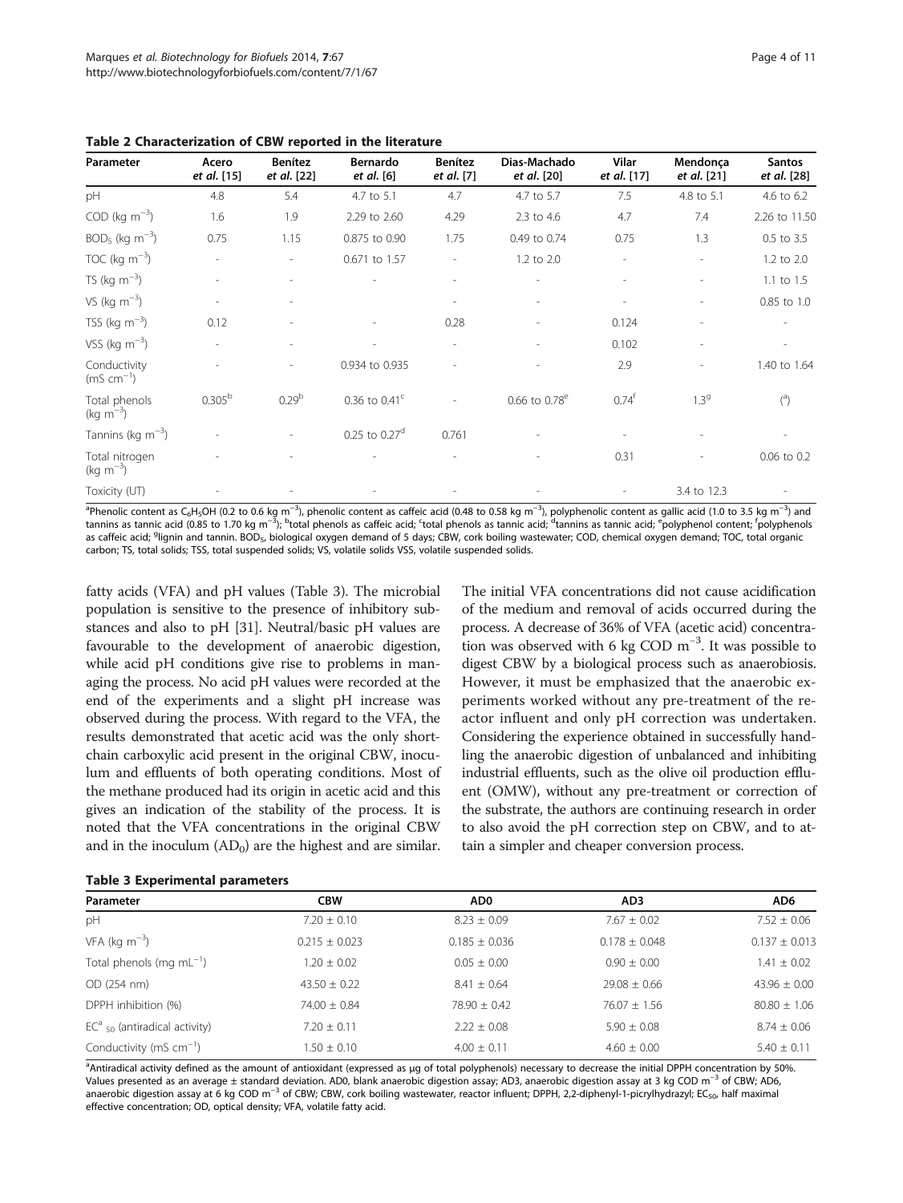**Table 2 Characterization of CBW reported in the literature**

| Parameter | Acero *et al.* [15] | Benítez *et al.* [22] | Bernardo *et al.* [6] | Benítez *et al.* [7] | Dias-Machado *et al.* [20] | Vilar *et al.* [17] | Mendonça *et al.* [21] | Santos *et al.* [28] |
|---|---|---|---|---|---|---|---|---|
| pH | 4.8 | 5.4 | 4.7 to 5.1 | 4.7 | 4.7 to 5.7 | 7.5 | 4.8 to 5.1 | 4.6 to 6.2 |
| COD (kg $m^{-3}$) | 1.6 | 1.9 | 2.29 to 2.60 | 4.29 | 2.3 to 4.6 | 4.7 | 7.4 | 2.26 to 11.50 |
| $BOD_5$ (kg $m^{-3}$) | 0.75 | 1.15 | 0.875 to 0.90 | 1.75 | 0.49 to 0.74 | 0.75 | 1.3 | 0.5 to 3.5 |
| TOC (kg $m^{-3}$) | - | - | 0.671 to 1.57 | - | 1.2 to 2.0 | - | - | 1.2 to 2.0 |
| TS (kg $m^{-3}$) | - | - | - | - | - | - | - | 1.1 to 1.5 |
| VS (kg $m^{-3}$) | - | - | - | - | - | - | - | 0.85 to 1.0 |
| TSS (kg $m^{-3}$) | 0.12 | - | - | 0.28 | - | 0.124 | - | - |
| VSS (kg $m^{-3}$) | - | - | - | - | - | 0.102 | - | - |
| Conductivity (mS $cm^{-1}$) | - | - | 0.934 to 0.935 | - | - | 2.9 | - | 1.40 to 1.64 |
| Total phenols (kg $m^{-3}$) | 0.305[b] | 0.29[b] | 0.36 to 0.41[c] | - | 0.66 to 0.78[e] | 0.74[f] | 1.3[g] | ([a]) |
| Tannins (kg $m^{-3}$) | - | - | 0.25 to 0.27[d] | 0.761 | - | - | - | - |
| Total nitrogen (kg $m^{-3}$) | - | - | - | - | - | 0.31 | - | 0.06 to 0.2 |
| Toxicity (UT) | - | - | - | - | - | - | 3.4 to 12.3 | - |

[a]Phenolic content as $C_6H_5OH$ (0.2 to 0.6 kg $m^{-3}$), phenolic content as caffeic acid (0.48 to 0.58 kg $m^{-3}$), polyphenolic content as gallic acid (1.0 to 3.5 kg $m^{-3}$) and tannins as tannic acid (0.85 to 1.70 kg $m^{-3}$); [b]total phenols as caffeic acid; [c]total phenols as tannic acid; [d]tannins as tannic acid; [e]polyphenol content; [f]polyphenols as caffeic acid; [g]lignin and tannin. $BOD_5$, biological oxygen demand of 5 days; CBW, cork boiling wastewater; COD, chemical oxygen demand; TOC, total organic carbon; TS, total solids; TSS, total suspended solids; VS, volatile solids VSS, volatile suspended solids.

fatty acids (VFA) and pH values (Table 3). The microbial population is sensitive to the presence of inhibitory substances and also to pH [31]. Neutral/basic pH values are favourable to the development of anaerobic digestion, while acid pH conditions give rise to problems in managing the process. No acid pH values were recorded at the end of the experiments and a slight pH increase was observed during the process. With regard to the VFA, the results demonstrated that acetic acid was the only short-chain carboxylic acid present in the original CBW, inoculum and effluents of both operating conditions. Most of the methane produced had its origin in acetic acid and this gives an indication of the stability of the process. It is noted that the VFA concentrations in the original CBW and in the inoculum ($AD_0$) are the highest and are similar. The initial VFA concentrations did not cause acidification of the medium and removal of acids occurred during the process. A decrease of 36% of VFA (acetic acid) concentration was observed with 6 kg COD $m^{-3}$. It was possible to digest CBW by a biological process such as anaerobiosis. However, it must be emphasized that the anaerobic experiments worked without any pre-treatment of the reactor influent and only pH correction was undertaken. Considering the experience obtained in successfully handling the anaerobic digestion of unbalanced and inhibiting industrial effluents, such as the olive oil production effluent (OMW), without any pre-treatment or correction of the substrate, the authors are continuing research in order to also avoid the pH correction step on CBW, and to attain a simpler and cheaper conversion process.

**Table 3 Experimental parameters**

| Parameter | CBW | AD0 | AD3 | AD6 |
|---|---|---|---|---|
| pH | 7.20 ± 0.10 | 8.23 ± 0.09 | 7.67 ± 0.02 | 7.52 ± 0.06 |
| VFA (kg $m^{-3}$) | 0.215 ± 0.023 | 0.185 ± 0.036 | 0.178 ± 0.048 | 0.137 ± 0.013 |
| Total phenols (mg $mL^{-1}$) | 1.20 ± 0.02 | 0.05 ± 0.00 | 0.90 ± 0.00 | 1.41 ± 0.02 |
| OD (254 nm) | 43.50 ± 0.22 | 8.41 ± 0.64 | 29.08 ± 0.66 | 43.96 ± 0.00 |
| DPPH inhibition (%) | 74.00 ± 0.84 | 78.90 ± 0.42 | 76.07 ± 1.56 | 80.80 ± 1.06 |
| $EC^a{}_{50}$ (antiradical activity) | 7.20 ± 0.11 | 2.22 ± 0.08 | 5.90 ± 0.08 | 8.74 ± 0.06 |
| Conductivity (mS $cm^{-1}$) | 1.50 ± 0.10 | 4.00 ± 0.11 | 4.60 ± 0.00 | 5.40 ± 0.11 |

[a]Antiradical activity defined as the amount of antioxidant (expressed as μg of total polyphenols) necessary to decrease the initial DPPH concentration by 50%. Values presented as an average ± standard deviation. AD0, blank anaerobic digestion assay; AD3, anaerobic digestion assay at 3 kg COD $m^{-3}$ of CBW; AD6, anaerobic digestion assay at 6 kg COD $m^{-3}$ of CBW; CBW, cork boiling wastewater, reactor influent; DPPH, 2,2-diphenyl-1-picrylhydrazyl; $EC_{50}$, half maximal effective concentration; OD, optical density; VFA, volatile fatty acid.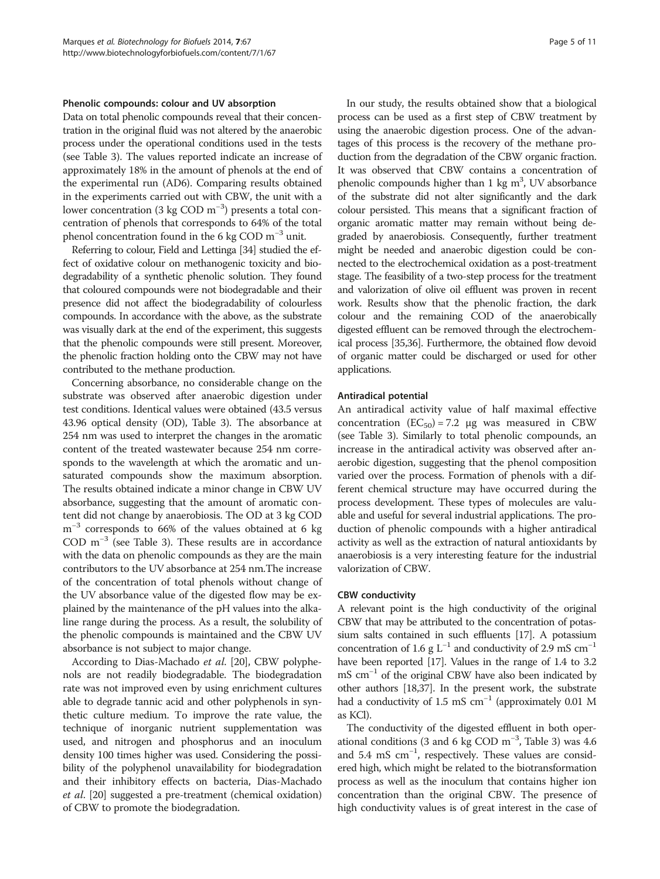### Phenolic compounds: colour and UV absorption

Data on total phenolic compounds reveal that their concentration in the original fluid was not altered by the anaerobic process under the operational conditions used in the tests (see Table 3). The values reported indicate an increase of approximately 18% in the amount of phenols at the end of the experimental run (AD6). Comparing results obtained in the experiments carried out with CBW, the unit with a lower concentration (3 kg COD $m^{-3}$) presents a total concentration of phenols that corresponds to 64% of the total phenol concentration found in the 6 kg COD $m^{-3}$ unit.

Referring to colour, Field and Lettinga [34] studied the effect of oxidative colour on methanogenic toxicity and biodegradability of a synthetic phenolic solution. They found that coloured compounds were not biodegradable and their presence did not affect the biodegradability of colourless compounds. In accordance with the above, as the substrate was visually dark at the end of the experiment, this suggests that the phenolic compounds were still present. Moreover, the phenolic fraction holding onto the CBW may not have contributed to the methane production.

Concerning absorbance, no considerable change on the substrate was observed after anaerobic digestion under test conditions. Identical values were obtained (43.5 versus 43.96 optical density (OD), Table 3). The absorbance at 254 nm was used to interpret the changes in the aromatic content of the treated wastewater because 254 nm corresponds to the wavelength at which the aromatic and unsaturated compounds show the maximum absorption. The results obtained indicate a minor change in CBW UV absorbance, suggesting that the amount of aromatic content did not change by anaerobiosis. The OD at 3 kg COD $m^{-3}$ corresponds to 66% of the values obtained at 6 kg COD $m^{-3}$ (see Table 3). These results are in accordance with the data on phenolic compounds as they are the main contributors to the UV absorbance at 254 nm.The increase of the concentration of total phenols without change of the UV absorbance value of the digested flow may be explained by the maintenance of the pH values into the alkaline range during the process. As a result, the solubility of the phenolic compounds is maintained and the CBW UV absorbance is not subject to major change.

According to Dias-Machado *et al.* [20], CBW polyphenols are not readily biodegradable. The biodegradation rate was not improved even by using enrichment cultures able to degrade tannic acid and other polyphenols in synthetic culture medium. To improve the rate value, the technique of inorganic nutrient supplementation was used, and nitrogen and phosphorus and an inoculum density 100 times higher was used. Considering the possibility of the polyphenol unavailability for biodegradation and their inhibitory effects on bacteria, Dias-Machado *et al.* [20] suggested a pre-treatment (chemical oxidation) of CBW to promote the biodegradation.

In our study, the results obtained show that a biological process can be used as a first step of CBW treatment by using the anaerobic digestion process. One of the advantages of this process is the recovery of the methane production from the degradation of the CBW organic fraction. It was observed that CBW contains a concentration of phenolic compounds higher than 1 kg $m^3$, UV absorbance of the substrate did not alter significantly and the dark colour persisted. This means that a significant fraction of organic aromatic matter may remain without being degraded by anaerobiosis. Consequently, further treatment might be needed and anaerobic digestion could be connected to the electrochemical oxidation as a post-treatment stage. The feasibility of a two-step process for the treatment and valorization of olive oil effluent was proven in recent work. Results show that the phenolic fraction, the dark colour and the remaining COD of the anaerobically digested effluent can be removed through the electrochemical process [35,36]. Furthermore, the obtained flow devoid of organic matter could be discharged or used for other applications.

### Antiradical potential

An antiradical activity value of half maximal effective concentration ($EC_{50}$) = 7.2 μg was measured in CBW (see Table 3). Similarly to total phenolic compounds, an increase in the antiradical activity was observed after anaerobic digestion, suggesting that the phenol composition varied over the process. Formation of phenols with a different chemical structure may have occurred during the process development. These types of molecules are valuable and useful for several industrial applications. The production of phenolic compounds with a higher antiradical activity as well as the extraction of natural antioxidants by anaerobiosis is a very interesting feature for the industrial valorization of CBW.

### CBW conductivity

A relevant point is the high conductivity of the original CBW that may be attributed to the concentration of potassium salts contained in such effluents [17]. A potassium concentration of 1.6 g $L^{-1}$ and conductivity of 2.9 mS $cm^{-1}$ have been reported [17]. Values in the range of 1.4 to 3.2 mS $cm^{-1}$ of the original CBW have also been indicated by other authors [18,37]. In the present work, the substrate had a conductivity of 1.5 mS $cm^{-1}$ (approximately 0.01 M as KCl).

The conductivity of the digested effluent in both operational conditions (3 and 6 kg COD $m^{-3}$, Table 3) was 4.6 and 5.4 mS $cm^{-1}$, respectively. These values are considered high, which might be related to the biotransformation process as well as the inoculum that contains higher ion concentration than the original CBW. The presence of high conductivity values is of great interest in the case of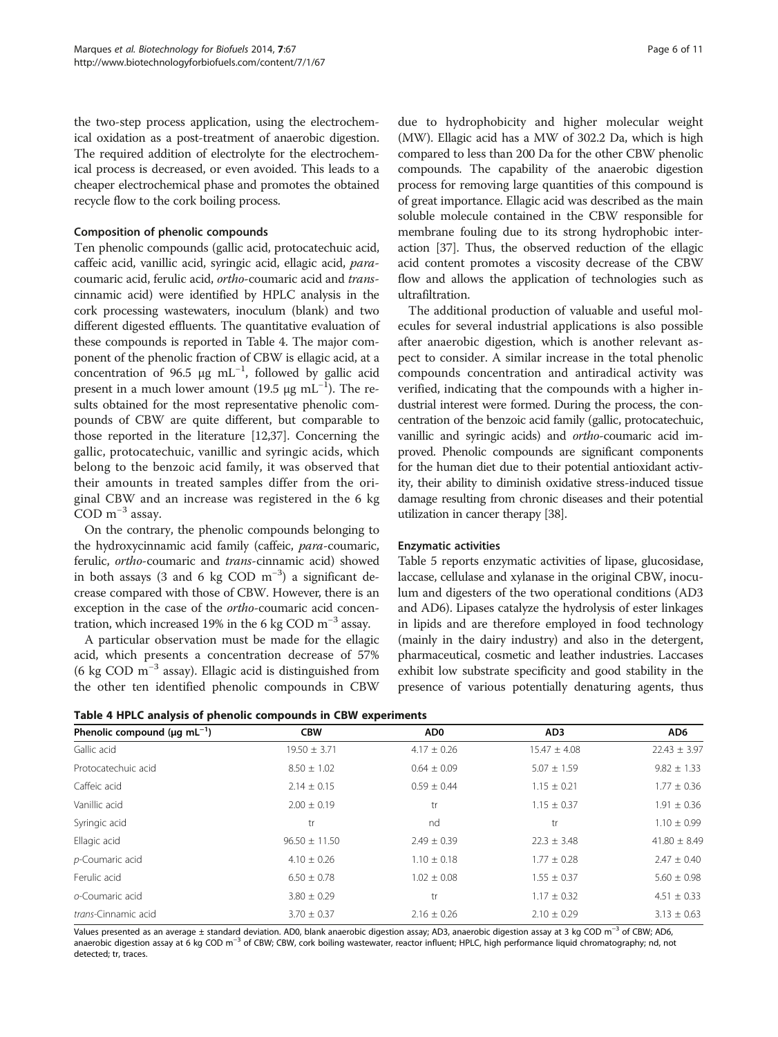the two-step process application, using the electrochemical oxidation as a post-treatment of anaerobic digestion. The required addition of electrolyte for the electrochemical process is decreased, or even avoided. This leads to a cheaper electrochemical phase and promotes the obtained recycle flow to the cork boiling process.

### Composition of phenolic compounds

Ten phenolic compounds (gallic acid, protocatechuic acid, caffeic acid, vanillic acid, syringic acid, ellagic acid, *para*-coumaric acid, ferulic acid, *ortho*-coumaric acid and *trans*-cinnamic acid) were identified by HPLC analysis in the cork processing wastewaters, inoculum (blank) and two different digested effluents. The quantitative evaluation of these compounds is reported in Table 4. The major component of the phenolic fraction of CBW is ellagic acid, at a concentration of 96.5 μg $mL^{-1}$, followed by gallic acid present in a much lower amount (19.5 μg $mL^{-1}$). The results obtained for the most representative phenolic compounds of CBW are quite different, but comparable to those reported in the literature [12,37]. Concerning the gallic, protocatechuic, vanillic and syringic acids, which belong to the benzoic acid family, it was observed that their amounts in treated samples differ from the original CBW and an increase was registered in the 6 kg COD $m^{-3}$ assay.

On the contrary, the phenolic compounds belonging to the hydroxycinnamic acid family (caffeic, *para*-coumaric, ferulic, *ortho*-coumaric and *trans*-cinnamic acid) showed in both assays (3 and 6 kg COD $m^{-3}$) a significant decrease compared with those of CBW. However, there is an exception in the case of the *ortho*-coumaric acid concentration, which increased 19% in the 6 kg COD $m^{-3}$ assay.

A particular observation must be made for the ellagic acid, which presents a concentration decrease of 57% (6 kg COD $m^{-3}$ assay). Ellagic acid is distinguished from the other ten identified phenolic compounds in CBW due to hydrophobicity and higher molecular weight (MW). Ellagic acid has a MW of 302.2 Da, which is high compared to less than 200 Da for the other CBW phenolic compounds. The capability of the anaerobic digestion process for removing large quantities of this compound is of great importance. Ellagic acid was described as the main soluble molecule contained in the CBW responsible for membrane fouling due to its strong hydrophobic interaction [37]. Thus, the observed reduction of the ellagic acid content promotes a viscosity decrease of the CBW flow and allows the application of technologies such as ultrafiltration.

The additional production of valuable and useful molecules for several industrial applications is also possible after anaerobic digestion, which is another relevant aspect to consider. A similar increase in the total phenolic compounds concentration and antiradical activity was verified, indicating that the compounds with a higher industrial interest were formed. During the process, the concentration of the benzoic acid family (gallic, protocatechuic, vanillic and syringic acids) and *ortho*-coumaric acid improved. Phenolic compounds are significant components for the human diet due to their potential antioxidant activity, their ability to diminish oxidative stress-induced tissue damage resulting from chronic diseases and their potential utilization in cancer therapy [38].

### Enzymatic activities

Table 5 reports enzymatic activities of lipase, glucosidase, laccase, cellulase and xylanase in the original CBW, inoculum and digesters of the two operational conditions (AD3 and AD6). Lipases catalyze the hydrolysis of ester linkages in lipids and are therefore employed in food technology (mainly in the dairy industry) and also in the detergent, pharmaceutical, cosmetic and leather industries. Laccases exhibit low substrate specificity and good stability in the presence of various potentially denaturing agents, thus

**Table 4 HPLC analysis of phenolic compounds in CBW experiments**

| Phenolic compound (μg $mL^{-1}$) | CBW | AD0 | AD3 | AD6 |
|---|---|---|---|---|
| Gallic acid | 19.50 ± 3.71 | 4.17 ± 0.26 | 15.47 ± 4.08 | 22.43 ± 3.97 |
| Protocatechuic acid | 8.50 ± 1.02 | 0.64 ± 0.09 | 5.07 ± 1.59 | 9.82 ± 1.33 |
| Caffeic acid | 2.14 ± 0.15 | 0.59 ± 0.44 | 1.15 ± 0.21 | 1.77 ± 0.36 |
| Vanillic acid | 2.00 ± 0.19 | tr | 1.15 ± 0.37 | 1.91 ± 0.36 |
| Syringic acid | tr | nd | tr | 1.10 ± 0.99 |
| Ellagic acid | 96.50 ± 11.50 | 2.49 ± 0.39 | 22.3 ± 3.48 | 41.80 ± 8.49 |
| *p*-Coumaric acid | 4.10 ± 0.26 | 1.10 ± 0.18 | 1.77 ± 0.28 | 2.47 ± 0.40 |
| Ferulic acid | 6.50 ± 0.78 | 1.02 ± 0.08 | 1.55 ± 0.37 | 5.60 ± 0.98 |
| *o*-Coumaric acid | 3.80 ± 0.29 | tr | 1.17 ± 0.32 | 4.51 ± 0.33 |
| *trans*-Cinnamic acid | 3.70 ± 0.37 | 2.16 ± 0.26 | 2.10 ± 0.29 | 3.13 ± 0.63 |

Values presented as an average ± standard deviation. AD0, blank anaerobic digestion assay; AD3, anaerobic digestion assay at 3 kg COD $m^{-3}$ of CBW; AD6, anaerobic digestion assay at 6 kg COD $m^{-3}$ of CBW; CBW, cork boiling wastewater, reactor influent; HPLC, high performance liquid chromatography; nd, not detected; tr, traces.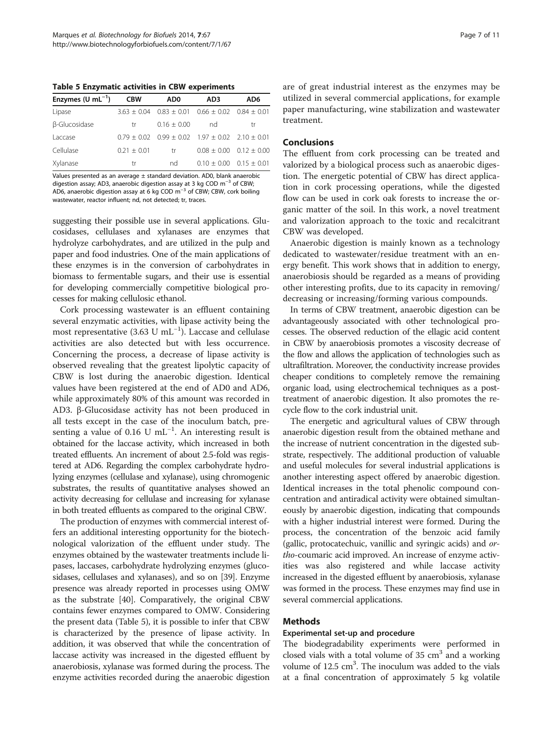**Table 5 Enzymatic activities in CBW experiments**

| Enzymes (U mL$^{-1}$) | CBW | AD0 | AD3 | AD6 |
|---|---|---|---|---|
| Lipase | 3.63 ± 0.04 | 0.83 ± 0.01 | 0.66 ± 0.02 | 0.84 ± 0.01 |
| β-Glucosidase | tr | 0.16 ± 0.00 | nd | tr |
| Laccase | 0.79 ± 0.02 | 0.99 ± 0.02 | 1.97 ± 0.02 | 2.10 ± 0.01 |
| Cellulase | 0.21 ± 0.01 | tr | 0.08 ± 0.00 | 0.12 ± 0.00 |
| Xylanase | tr | nd | 0.10 ± 0.00 | 0.15 ± 0.01 |

Values presented as an average ± standard deviation. AD0, blank anaerobic digestion assay; AD3, anaerobic digestion assay at 3 kg COD m$^{-3}$ of CBW; AD6, anaerobic digestion assay at 6 kg COD m$^{-3}$ of CBW; CBW, cork boiling wastewater, reactor influent; nd, not detected; tr, traces.

suggesting their possible use in several applications. Glucosidases, cellulases and xylanases are enzymes that hydrolyze carbohydrates, and are utilized in the pulp and paper and food industries. One of the main applications of these enzymes is in the conversion of carbohydrates in biomass to fermentable sugars, and their use is essential for developing commercially competitive biological processes for making cellulosic ethanol.

Cork processing wastewater is an effluent containing several enzymatic activities, with lipase activity being the most representative (3.63 U mL$^{-1}$). Laccase and cellulase activities are also detected but with less occurrence. Concerning the process, a decrease of lipase activity is observed revealing that the greatest lipolytic capacity of CBW is lost during the anaerobic digestion. Identical values have been registered at the end of AD0 and AD6, while approximately 80% of this amount was recorded in AD3. β-Glucosidase activity has not been produced in all tests except in the case of the inoculum batch, presenting a value of 0.16 U mL$^{-1}$. An interesting result is obtained for the laccase activity, which increased in both treated effluents. An increment of about 2.5-fold was registered at AD6. Regarding the complex carbohydrate hydrolyzing enzymes (cellulase and xylanase), using chromogenic substrates, the results of quantitative analyses showed an activity decreasing for cellulase and increasing for xylanase in both treated effluents as compared to the original CBW.

The production of enzymes with commercial interest offers an additional interesting opportunity for the biotechnological valorization of the effluent under study. The enzymes obtained by the wastewater treatments include lipases, laccases, carbohydrate hydrolyzing enzymes (glucosidases, cellulases and xylanases), and so on [39]. Enzyme presence was already reported in processes using OMW as the substrate [40]. Comparatively, the original CBW contains fewer enzymes compared to OMW. Considering the present data (Table 5), it is possible to infer that CBW is characterized by the presence of lipase activity. In addition, it was observed that while the concentration of laccase activity was increased in the digested effluent by anaerobiosis, xylanase was formed during the process. The enzyme activities recorded during the anaerobic digestion are of great industrial interest as the enzymes may be utilized in several commercial applications, for example paper manufacturing, wine stabilization and wastewater treatment.

## Conclusions

The effluent from cork processing can be treated and valorized by a biological process such as anaerobic digestion. The energetic potential of CBW has direct application in cork processing operations, while the digested flow can be used in cork oak forests to increase the organic matter of the soil. In this work, a novel treatment and valorization approach to the toxic and recalcitrant CBW was developed.

Anaerobic digestion is mainly known as a technology dedicated to wastewater/residue treatment with an energy benefit. This work shows that in addition to energy, anaerobiosis should be regarded as a means of providing other interesting profits, due to its capacity in removing/decreasing or increasing/forming various compounds.

In terms of CBW treatment, anaerobic digestion can be advantageously associated with other technological processes. The observed reduction of the ellagic acid content in CBW by anaerobiosis promotes a viscosity decrease of the flow and allows the application of technologies such as ultrafiltration. Moreover, the conductivity increase provides cheaper conditions to completely remove the remaining organic load, using electrochemical techniques as a post-treatment of anaerobic digestion. It also promotes the recycle flow to the cork industrial unit.

The energetic and agricultural values of CBW through anaerobic digestion result from the obtained methane and the increase of nutrient concentration in the digested substrate, respectively. The additional production of valuable and useful molecules for several industrial applications is another interesting aspect offered by anaerobic digestion. Identical increases in the total phenolic compound concentration and antiradical activity were obtained simultaneously by anaerobic digestion, indicating that compounds with a higher industrial interest were formed. During the process, the concentration of the benzoic acid family (gallic, protocatechuic, vanillic and syringic acids) and *ortho*-coumaric acid improved. An increase of enzyme activities was also registered and while laccase activity increased in the digested effluent by anaerobiosis, xylanase was formed in the process. These enzymes may find use in several commercial applications.

## Methods

### Experimental set-up and procedure

The biodegradability experiments were performed in closed vials with a total volume of 35 cm$^3$ and a working volume of 12.5 cm$^3$. The inoculum was added to the vials at a final concentration of approximately 5 kg volatile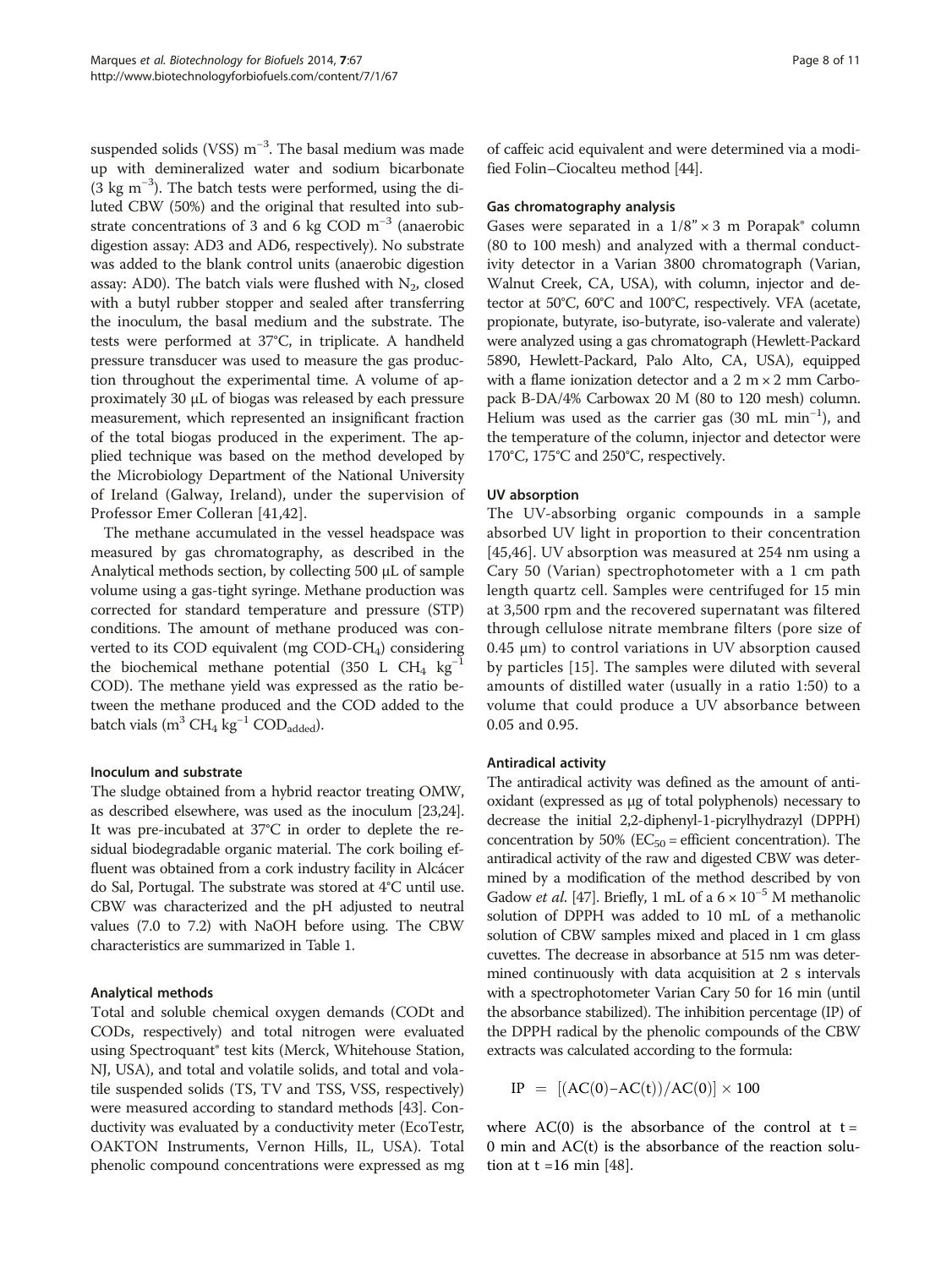suspended solids (VSS) $m^{-3}$. The basal medium was made up with demineralized water and sodium bicarbonate (3 kg $m^{-3}$). The batch tests were performed, using the diluted CBW (50%) and the original that resulted into substrate concentrations of 3 and 6 kg COD $m^{-3}$ (anaerobic digestion assay: AD3 and AD6, respectively). No substrate was added to the blank control units (anaerobic digestion assay: AD0). The batch vials were flushed with $N_2$, closed with a butyl rubber stopper and sealed after transferring the inoculum, the basal medium and the substrate. The tests were performed at 37°C, in triplicate. A handheld pressure transducer was used to measure the gas production throughout the experimental time. A volume of approximately 30 μL of biogas was released by each pressure measurement, which represented an insignificant fraction of the total biogas produced in the experiment. The applied technique was based on the method developed by the Microbiology Department of the National University of Ireland (Galway, Ireland), under the supervision of Professor Emer Colleran [41,42].

The methane accumulated in the vessel headspace was measured by gas chromatography, as described in the Analytical methods section, by collecting 500 μL of sample volume using a gas-tight syringe. Methane production was corrected for standard temperature and pressure (STP) conditions. The amount of methane produced was converted to its COD equivalent (mg COD-$CH_4$) considering the biochemical methane potential (350 L $CH_4$ kg$^{-1}$ COD). The methane yield was expressed as the ratio between the methane produced and the COD added to the batch vials ($m^3$ $CH_4$ kg$^{-1}$ $COD_{added}$).

#### Inoculum and substrate

The sludge obtained from a hybrid reactor treating OMW, as described elsewhere, was used as the inoculum [23,24]. It was pre-incubated at 37°C in order to deplete the residual biodegradable organic material. The cork boiling effluent was obtained from a cork industry facility in Alcácer do Sal, Portugal. The substrate was stored at 4°C until use. CBW was characterized and the pH adjusted to neutral values (7.0 to 7.2) with NaOH before using. The CBW characteristics are summarized in Table 1.

#### Analytical methods

Total and soluble chemical oxygen demands (CODt and CODs, respectively) and total nitrogen were evaluated using Spectroquant® test kits (Merck, Whitehouse Station, NJ, USA), and total and volatile solids, and total and volatile suspended solids (TS, TV and TSS, VSS, respectively) were measured according to standard methods [43]. Conductivity was evaluated by a conductivity meter (EcoTestr, OAKTON Instruments, Vernon Hills, IL, USA). Total phenolic compound concentrations were expressed as mg of caffeic acid equivalent and were determined via a modified Folin–Ciocalteu method [44].

#### Gas chromatography analysis

Gases were separated in a 1/8" × 3 m Porapak® column (80 to 100 mesh) and analyzed with a thermal conductivity detector in a Varian 3800 chromatograph (Varian, Walnut Creek, CA, USA), with column, injector and detector at 50°C, 60°C and 100°C, respectively. VFA (acetate, propionate, butyrate, iso-butyrate, iso-valerate and valerate) were analyzed using a gas chromatograph (Hewlett-Packard 5890, Hewlett-Packard, Palo Alto, CA, USA), equipped with a flame ionization detector and a 2 m × 2 mm Carbopack B-DA/4% Carbowax 20 M (80 to 120 mesh) column. Helium was used as the carrier gas (30 mL min$^{-1}$), and the temperature of the column, injector and detector were 170°C, 175°C and 250°C, respectively.

#### UV absorption

The UV-absorbing organic compounds in a sample absorbed UV light in proportion to their concentration [45,46]. UV absorption was measured at 254 nm using a Cary 50 (Varian) spectrophotometer with a 1 cm path length quartz cell. Samples were centrifuged for 15 min at 3,500 rpm and the recovered supernatant was filtered through cellulose nitrate membrane filters (pore size of 0.45 μm) to control variations in UV absorption caused by particles [15]. The samples were diluted with several amounts of distilled water (usually in a ratio 1:50) to a volume that could produce a UV absorbance between 0.05 and 0.95.

#### Antiradical activity

The antiradical activity was defined as the amount of antioxidant (expressed as μg of total polyphenols) necessary to decrease the initial 2,2-diphenyl-1-picrylhydrazyl (DPPH) concentration by 50% ($EC_{50}$ = efficient concentration). The antiradical activity of the raw and digested CBW was determined by a modification of the method described by von Gadow *et al.* [47]. Briefly, 1 mL of a $6 \times 10^{-5}$ M methanolic solution of DPPH was added to 10 mL of a methanolic solution of CBW samples mixed and placed in 1 cm glass cuvettes. The decrease in absorbance at 515 nm was determined continuously with data acquisition at 2 s intervals with a spectrophotometer Varian Cary 50 for 16 min (until the absorbance stabilized). The inhibition percentage (IP) of the DPPH radical by the phenolic compounds of the CBW extracts was calculated according to the formula:

$$\mathrm{IP} = [(\mathrm{AC}(0) - \mathrm{AC}(t))/\mathrm{AC}(0)] \times 100$$

where AC(0) is the absorbance of the control at t = 0 min and AC(t) is the absorbance of the reaction solution at t =16 min [48].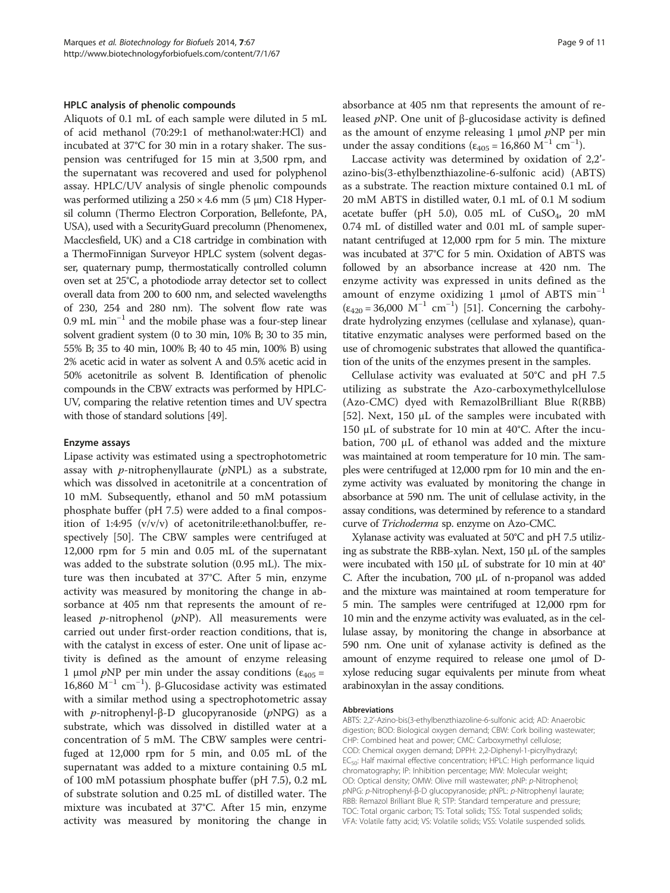### HPLC analysis of phenolic compounds

Aliquots of 0.1 mL of each sample were diluted in 5 mL of acid methanol (70:29:1 of methanol:water:HCl) and incubated at 37°C for 30 min in a rotary shaker. The suspension was centrifuged for 15 min at 3,500 rpm, and the supernatant was recovered and used for polyphenol assay. HPLC/UV analysis of single phenolic compounds was performed utilizing a 250 × 4.6 mm (5 μm) C18 Hypersil column (Thermo Electron Corporation, Bellefonte, PA, USA), used with a SecurityGuard precolumn (Phenomenex, Macclesfield, UK) and a C18 cartridge in combination with a ThermoFinnigan Surveyor HPLC system (solvent degasser, quaternary pump, thermostatically controlled column oven set at 25°C, a photodiode array detector set to collect overall data from 200 to 600 nm, and selected wavelengths of 230, 254 and 280 nm). The solvent flow rate was 0.9 mL min$^{-1}$ and the mobile phase was a four-step linear solvent gradient system (0 to 30 min, 10% B; 30 to 35 min, 55% B; 35 to 40 min, 100% B; 40 to 45 min, 100% B) using 2% acetic acid in water as solvent A and 0.5% acetic acid in 50% acetonitrile as solvent B. Identification of phenolic compounds in the CBW extracts was performed by HPLC-UV, comparing the relative retention times and UV spectra with those of standard solutions [49].

### Enzyme assays

Lipase activity was estimated using a spectrophotometric assay with *p*-nitrophenyllaurate (*p*NPL) as a substrate, which was dissolved in acetonitrile at a concentration of 10 mM. Subsequently, ethanol and 50 mM potassium phosphate buffer (pH 7.5) were added to a final composition of 1:4:95 (v/v/v) of acetonitrile:ethanol:buffer, respectively [50]. The CBW samples were centrifuged at 12,000 rpm for 5 min and 0.05 mL of the supernatant was added to the substrate solution (0.95 mL). The mixture was then incubated at 37°C. After 5 min, enzyme activity was measured by monitoring the change in absorbance at 405 nm that represents the amount of released *p*-nitrophenol (*p*NP). All measurements were carried out under first-order reaction conditions, that is, with the catalyst in excess of ester. One unit of lipase activity is defined as the amount of enzyme releasing 1 μmol *p*NP per min under the assay conditions ($\varepsilon_{405}$ = 16,860 M$^{-1}$ cm$^{-1}$). β-Glucosidase activity was estimated with a similar method using a spectrophotometric assay with *p*-nitrophenyl-β-D glucopyranoside (*p*NPG) as a substrate, which was dissolved in distilled water at a concentration of 5 mM. The CBW samples were centrifuged at 12,000 rpm for 5 min, and 0.05 mL of the supernatant was added to a mixture containing 0.5 mL of 100 mM potassium phosphate buffer (pH 7.5), 0.2 mL of substrate solution and 0.25 mL of distilled water. The mixture was incubated at 37°C. After 15 min, enzyme activity was measured by monitoring the change in absorbance at 405 nm that represents the amount of released *p*NP. One unit of β-glucosidase activity is defined as the amount of enzyme releasing 1 μmol *p*NP per min under the assay conditions ($\varepsilon_{405}$ = 16,860 M$^{-1}$ cm$^{-1}$).

Laccase activity was determined by oxidation of 2,2'-azino-bis(3-ethylbenzthiazoline-6-sulfonic acid) (ABTS) as a substrate. The reaction mixture contained 0.1 mL of 20 mM ABTS in distilled water, 0.1 mL of 0.1 M sodium acetate buffer (pH 5.0), 0.05 mL of $CuSO_4$, 20 mM 0.74 mL of distilled water and 0.01 mL of sample supernatant centrifuged at 12,000 rpm for 5 min. The mixture was incubated at 37°C for 5 min. Oxidation of ABTS was followed by an absorbance increase at 420 nm. The enzyme activity was expressed in units defined as the amount of enzyme oxidizing 1 μmol of ABTS min$^{-1}$ ($\varepsilon_{420}$ = 36,000 M$^{-1}$ cm$^{-1}$) [51]. Concerning the carbohydrate hydrolyzing enzymes (cellulase and xylanase), quantitative enzymatic analyses were performed based on the use of chromogenic substrates that allowed the quantification of the units of the enzymes present in the samples.

Cellulase activity was evaluated at 50°C and pH 7.5 utilizing as substrate the Azo-carboxymethylcellulose (Azo-CMC) dyed with RemazolBrilliant Blue R(RBB) [52]. Next, 150 μL of the samples were incubated with 150 μL of substrate for 10 min at 40°C. After the incubation, 700 μL of ethanol was added and the mixture was maintained at room temperature for 10 min. The samples were centrifuged at 12,000 rpm for 10 min and the enzyme activity was evaluated by monitoring the change in absorbance at 590 nm. The unit of cellulase activity, in the assay conditions, was determined by reference to a standard curve of *Trichoderma* sp. enzyme on Azo-CMC.

Xylanase activity was evaluated at 50°C and pH 7.5 utilizing as substrate the RBB-xylan. Next, 150 μL of the samples were incubated with 150 μL of substrate for 10 min at 40° C. After the incubation, 700 μL of n-propanol was added and the mixture was maintained at room temperature for 5 min. The samples were centrifuged at 12,000 rpm for 10 min and the enzyme activity was evaluated, as in the cellulase assay, by monitoring the change in absorbance at 590 nm. One unit of xylanase activity is defined as the amount of enzyme required to release one μmol of D-xylose reducing sugar equivalents per minute from wheat arabinoxylan in the assay conditions.

#### Abbreviations

ABTS: 2,2'-Azino-bis(3-ethylbenzthiazoline-6-sulfonic acid; AD: Anaerobic digestion; BOD: Biological oxygen demand; CBW: Cork boiling wastewater; CHP: Combined heat and power; CMC: Carboxymethyl cellulose; COD: Chemical oxygen demand; DPPH: 2,2-Diphenyl-1-picrylhydrazyl; $EC_{50}$: Half maximal effective concentration; HPLC: High performance liquid chromatography; IP: Inhibition percentage; MW: Molecular weight; OD: Optical density; OMW: Olive mill wastewater; *p*NP: *p*-Nitrophenol; *p*NPG: *p*-Nitrophenyl-β-D glucopyranoside; *p*NPL: *p*-Nitrophenyl laurate; RBB: Remazol Brilliant Blue R; STP: Standard temperature and pressure; TOC: Total organic carbon; TS: Total solids; TSS: Total suspended solids; VFA: Volatile fatty acid; VS: Volatile solids; VSS: Volatile suspended solids.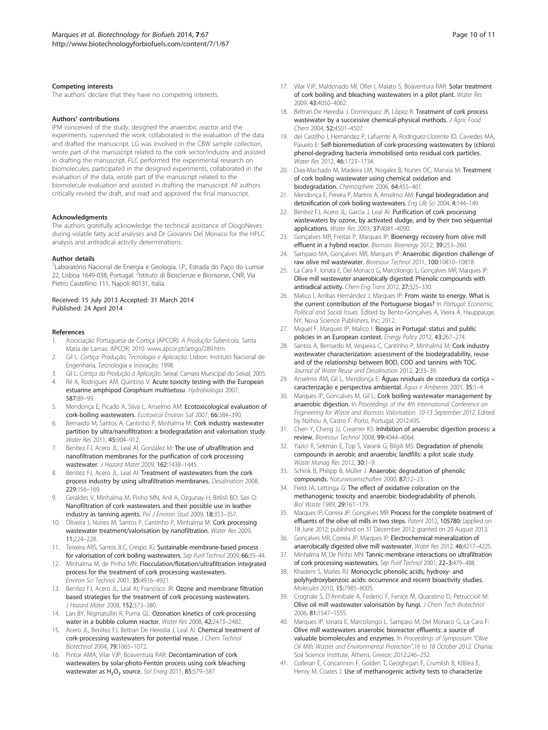### Competing interests

The authors' declare that they have no competing interests.

### Authors' contributions

IPM conceived of the study, designed the anaerobic reactor and the experiments, supervised the work, collaborated in the evaluation of the data and drafted the manuscript. LG was involved in the CBW sample collection, wrote part of the manuscript related to the cork sector/industry and assisted in drafting the manuscript. FLC performed the experimental research on biomolecules, participated in the designed experiments, collaborated in the evaluation of the data, wrote part of the manuscript related to the biomolecule evaluation and assisted in drafting the manuscript. All authors critically revised the draft, and read and approved the final manuscript.

### Acknowledgments

The authors gratefully acknowledge the technical assistance of DiogoNeves during volatile fatty acid analyses and Dr Giovanni Del Monaco for the HPLC analysis and antiradical activity determinations.

### Author details

[1]Laboratório Nacional de Energia e Geologia, I.P., Estrada do Paço do Lumiar 22, Lisboa 1649-038, Portugal. [2]Istituto di Bioscienze e Biorisorse, CNR, Via Pietro Castellino 111, Napoli 80131, Italia.

Received: 15 July 2013 Accepted: 31 March 2014
Published: 24 April 2014

### References

1. Associação Portuguesa de Cortiça (APCOR): *A Produção Suberícola*. Santa Maria de Lamas: APCOR; 2010. www.apcor.pt/artigo/289.htm.
2. Gil L: *Cortiça: Produção, Tecnologia e Aplicação*. Lisbon: Instituto Nacional de Engenharia, Tecnologia e Inovação; 1998.
3. Gil L: *Cortiça da Produção à Aplicação*. Seixal: Camara Municipal do Seixal; 2005.
4. Ré A, Rodrigues AM, Quintino V: **Acute toxicity testing with the European estuarine amphipod *Corophium multisetosu*.** *Hydrobiologia* 2007, **587:**89–99.
5. Mendonça E, Picado A, Silva L, Anselmo AM: **Ecotoxicological evaluation of cork-boiling wastewaters.** *Ecotoxicol Environ Saf* 2007, **66:**384–390.
6. Bernardo M, Santos A, Cantinho P, Minhalma M: **Cork industry wastewater partition by ultra/nanofiltration: a biodegradation and valorisation study.** *Water Res* 2011, **45:**904–912.
7. Benítez FJ, Acero JL, Leal AI, González M: **The use of ultrafiltration and nanofiltration membranes for the purification of cork processing wastewater.** *J Hazard Mater* 2009, **162:**1438–1445.
8. Benítez FJ, Acero JL, Leal AI: **Treatment of wastewaters from the cork process industry by using ultrafiltration membranes.** *Desalination* 2008, **229:**156–169.
9. Geraldes V, Minhalma M, Pinho MN, Anil A, Ozgunay H, Bitlisli BO, Sari O: **Nanofiltration of cork wastewaters and their possible use in leather industry as tanning agents.** *Pol J Environ Stud* 2009, **18:**353–357.
10. Oliveira J, Nunes M, Santos P, Cantinho P, Minhalma M: **Cork processing wastewater treatment/valorisation by nanofiltration.** *Water Res* 2009, **11:**224–228.
11. Teixeira ARS, Santos JLC, Crespo JG: **Sustainable membrane-based process for valorisation of cork boiling wastewaters.** *Sep Purif Technol* 2009, **66:**35–44.
12. Minhalma M, de Pinho MN: **Flocculation/flotation/ultrafiltration integrated process for the treatment of cork processing wastewaters.** *Environ Sci Technol* 2001, **35:**4916–4921.
13. Benítez FJ, Acero JL, Leal AI, Francisco JR: **Ozone and membrane filtration based strategies for the treatment of cork processing wastewaters.** *J Hazard Mater* 2008, **152:**373–380.
14. Lan BY, Nigmatullin R, Puma GL: **Ozonation kinetics of cork-processing water in a bubble column reactor.** *Water Res* 2008, **42:**2473–2482.
15. Acero JL, Benitez FJ, Beltran De Heredia J, Leal AI: **Chemical treatment of cork-processing wastewaters for potential reuse.** *J Chem Technol Biotechnol* 2004, **79:**1065–1072.
16. Pintor AMA, Vilar VJP, Boaventura RAR: **Decontamination of cork wastewaters by solar-photo-Fenton process using cork bleaching wastewater as $H_2O_2$ source.** *Sol Energ* 2011, **85:**579–587.
17. Vilar VJP, Maldonado MI, Oller I, Malato S, Boaventura RAR: **Solar treatment of cork boiling and bleaching wastewaters in a pilot plant.** *Water Res* 2009, **43:**4050–4062.
18. Beltran De Heredia J, Domínguez JR, López R: **Treatment of cork process wastewater by a successive chemical-physical methods.** *J Agric Food Chem* 2004, **52:**4501–4507.
19. del Castilho I, Hernandez P, Lafuente A, Rodriguez-Llorente ID, Caviedes MA, Paiuelo E: **Self-bioremediation of cork-processing wastewaters by (chloro) phenol-degrading bacteria immobilised onto residual cork particles.** *Water Res* 2012, **46:**1723–1734.
20. Dias-Machado M, Madeira LM, Nogales B, Nunes OC, Manaia M: **Treatment of cork boiling wastewater using chemical oxidation and biodegradation.** *Chemosphere* 2006, **64:**455–461.
21. Mendonça E, Pereira P, Martins A, Anselmo AM: **Fungal biodegradation and detoxification of cork boiling wastewaters.** *Eng Life Sci* 2004, **4:**144–149.
22. Benítez FJ, Acero JL, Garcia J, Leal AI: **Purification of cork processing wastewaters by ozone, by activated sludge, and by their two sequential applications.** *Water Res* 2003, **37:**4081–4090.
23. Gonçalves MR, Freitas P, Marques IP: **Bioenergy recovery from olive mill effluent in a hybrid reactor.** *Biomass Bioenergy* 2012, **39:**253–260.
24. Sampaio MA, Gonçalves MR, Marques IP: **Anaerobic digestion challenge of raw olive mil wastewater.** *Bioresour Technol* 2011, **100:**10810–10818.
25. La Cara F, Ionata E, Del Monaco G, Marcolongo L, Gonçalves MR, Marques IP: **Olive mill wastewater anaerobically digested: Phenolic compounds with antiradical activity.** *Chem Eng Trans* 2012, **27:**325–330.
26. Malico I, Arribas Hernández J, Marques IP: **From waste to energy. What is the current contribution of the Portuguese biogas?** In *Portugal: Economic, Political and Social Issues.* Edited by Bento-Gonçalves A, Vieira A. Hauppauge, NY: Nova Science Publishers, Inc; 2012.
27. Miguel F, Marques IP, Malico I: **Biogas in Portugal: status and public policies in an European context.** *Energy Policy* 2012, **43:**267–274.
28. Santos A, Bernardo M, Vespeira C, Cantinho P, Minhalma M: **Cork industry wastewater characterization: assessment of the biodegradability, reuse and of the relationship between BOD, COD and tannins with TOC.** *Journal of Water Reuse and Desalination* 2012, **2:**33–39.
29. Anselmo AM, Gil L, Mendonça E: **Águas residuais de cozedura da cortiça – caracterização e perspectiva ambiental.** *Água e Ambiente* 2001, **35:**1–4.
30. Marques IP, Goncalves M, Gil L: **Cork boiling wastewater management by anaerobic digestion.** In *Proceedings of the 4th International Conference on Engineering for Waste and Biomass Valorisation. 10-13 September 2012.* Edited by Nzihou A, Castro F. Porto, Portugal; 2012:495.
31. Chen Y, Cheng JJ, Creamer KS: **Inhibition of anaerobic digestion process: a review.** *Bioresour Technol* 2008, **99:**4044–4064.
32. Yazici R, Sekman E, Top S, Varank G, Bilgili MS: **Degradation of phenolic compounds in aerobic and anaerobic landfills: a pilot scale study.** *Waste Manag Res* 2012, **30:**1–9.
33. Schink B, Philipp B, Müller J: **Anaerobic degradation of phenolic compounds.** *Naturwissenschaften* 2000, **87:**12–23.
34. Field JA, Lettinga G: **The effect of oxidative coloration on the methanogenic toxicity and anaerobic biodegradability of phenols.** *Biol Waste* 1989, **29:**161–179.
35. Marques IP, Correia JP, Gonçalves MR: **Process for the complete treatment of effluents of the olive oil mills in two steps.** *Patent* 2012, **105780:** (applied on 18 June 2012; published on 31 December 2012; granted on 20 August 2013.
36. Gonçalves MR, Correia JP, Marques IP: **Electrochemical mineralization of anaerobically digested olive mill wastewater.** *Water Res* 2012, **46:**4217–4225.
37. Minhalma M, De Pinho MN: **Tannic-membrane interactions on ultrafiltration of cork processing wastewaters.** *Sep Purif Technol* 2001, **22–3:**479–488.
38. Khadem S, Marles RJ: **Monocyclic phenolic acids; hydroxy- and polyhydroxybenzoic acids: occurrence and recent bioactivity studies.** *Molecules* 2010, **15:**7985–8005.
39. Crognale S, D'Annibale A, Federici F, Fenice M, Quaratino D, Petruccioli M: **Olive oil mill wastewater valorisation by fungi.** *J Chem Tech Biotechnol* 2006, **81:**1547–1555.
40. Marques IP, Ionata E, Marcolongo L, Sampaio M, Del Monaco G, La Cara F: **Olive mill wastewaters anaerobic bioreactor effluents: a source of valuable biomolecules and enzymes.** In *Proceedings of Symposium "Olive Oil Mills Wastes and Environmental Protection",16 to 18 October 2012.* Chania: Soil Science Institute, Athens, Greece; 2012:246–252.
41. Colleran E, Concannon F, Golden T, Geoghrgan F, Crumlish B, Killilea E, Henry M, Coates J: **Use of methanogenic activity tests to characterize**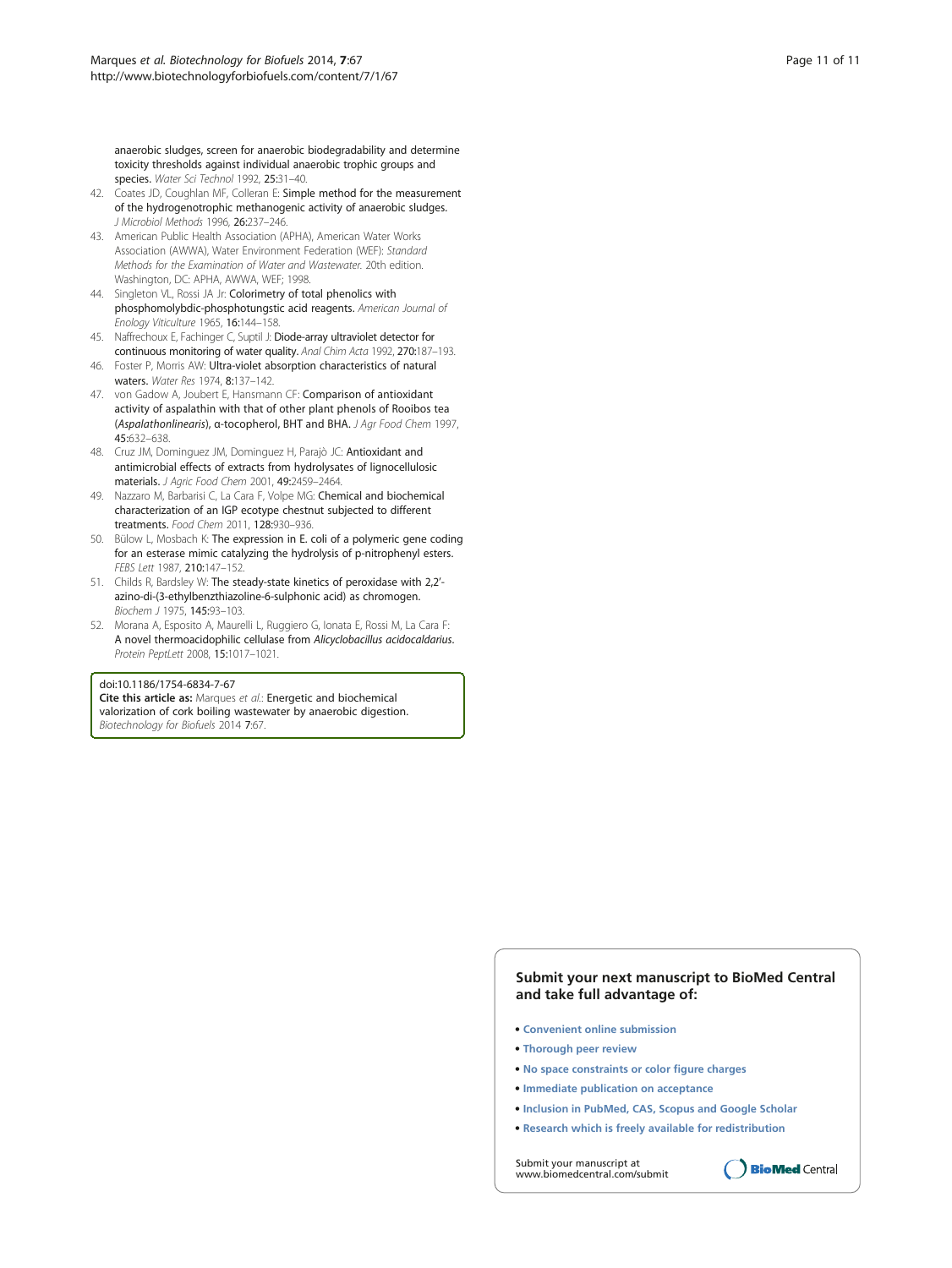anaerobic sludges, screen for anaerobic biodegradability and determine toxicity thresholds against individual anaerobic trophic groups and species. *Water Sci Technol* 1992, **25**:31–40.

42. Coates JD, Coughlan MF, Colleran E: **Simple method for the measurement of the hydrogenotrophic methanogenic activity of anaerobic sludges.** *J Microbiol Methods* 1996, **26**:237–246.
43. American Public Health Association (APHA), American Water Works Association (AWWA), Water Environment Federation (WEF): *Standard Methods for the Examination of Water and Wastewater.* 20th edition. Washington, DC: APHA, AWWA, WEF; 1998.
44. Singleton VL, Rossi JA Jr: **Colorimetry of total phenolics with phosphomolybdic-phosphotungstic acid reagents.** *American Journal of Enology Viticulture* 1965, **16**:144–158.
45. Naffrechoux E, Fachinger C, Suptil J: **Diode-array ultraviolet detector for continuous monitoring of water quality.** *Anal Chim Acta* 1992, **270**:187–193.
46. Foster P, Morris AW: **Ultra-violet absorption characteristics of natural waters.** *Water Res* 1974, **8**:137–142.
47. von Gadow A, Joubert E, Hansmann CF: **Comparison of antioxidant activity of aspalathin with that of other plant phenols of Rooibos tea (*Aspalathonlinearis*), α-tocopherol, BHT and BHA.** *J Agr Food Chem* 1997, **45**:632–638.
48. Cruz JM, Dominguez JM, Dominguez H, Parajò JC: **Antioxidant and antimicrobial effects of extracts from hydrolysates of lignocellulosic materials.** *J Agric Food Chem* 2001, **49**:2459–2464.
49. Nazzaro M, Barbarisi C, La Cara F, Volpe MG: **Chemical and biochemical characterization of an IGP ecotype chestnut subjected to different treatments.** *Food Chem* 2011, **128**:930–936.
50. Bülow L, Mosbach K: **The expression in E. coli of a polymeric gene coding for an esterase mimic catalyzing the hydrolysis of p-nitrophenyl esters.** *FEBS Lett* 1987, **210**:147–152.
51. Childs R, Bardsley W: **The steady-state kinetics of peroxidase with 2,2'-azino-di-(3-ethylbenzthiazoline-6-sulphonic acid) as chromogen.** *Biochem J* 1975, **145**:93–103.
52. Morana A, Esposito A, Maurelli L, Ruggiero G, Ionata E, Rossi M, La Cara F: **A novel thermoacidophilic cellulase from *Alicyclobacillus acidocaldarius*.** *Protein PeptLett* 2008, **15**:1017–1021.

doi:10.1186/1754-6834-7-67
**Cite this article as:** Marques *et al.*: Energetic and biochemical valorization of cork boiling wastewater by anaerobic digestion. *Biotechnology for Biofuels* 2014 **7**:67.

**Submit your next manuscript to BioMed Central and take full advantage of:**

- **Convenient online submission**
- **Thorough peer review**
- **No space constraints or color figure charges**
- **Immediate publication on acceptance**
- **Inclusion in PubMed, CAS, Scopus and Google Scholar**
- **Research which is freely available for redistribution**

Submit your manuscript at
www.biomedcentral.com/submit

BioMed Central